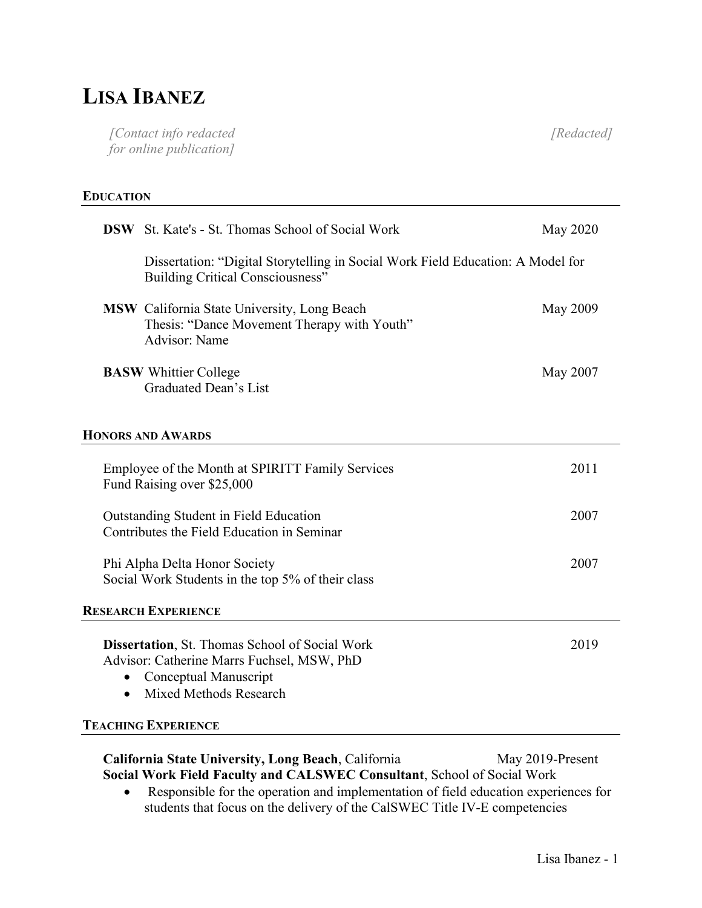# LISA IBANEZ

*[Contact info redacted for online publication]* *[Redacted]*

## EDUCATION

**DSW** St. Kate's - St. Thomas School of Social Work — May 2020

Dissertation: "Digital Storytelling in Social Work Field Education: A Model for Building Critical Consciousness"

**MSW** California State University, Long Beach — May 2009
Thesis: "Dance Movement Therapy with Youth"
Advisor: Name

**BASW** Whittier College — May 2007
Graduated Dean's List

## HONORS AND AWARDS

Employee of the Month at SPIRITT Family Services — 2011
Fund Raising over $25,000

Outstanding Student in Field Education — 2007
Contributes the Field Education in Seminar

Phi Alpha Delta Honor Society — 2007
Social Work Students in the top 5% of their class

## RESEARCH EXPERIENCE

**Dissertation**, St. Thomas School of Social Work — 2019
Advisor: Catherine Marrs Fuchsel, MSW, PhD

- Conceptual Manuscript
- Mixed Methods Research

## TEACHING EXPERIENCE

**California State University, Long Beach**, California — May 2019-Present
**Social Work Field Faculty and CALSWEC Consultant**, School of Social Work

- Responsible for the operation and implementation of field education experiences for students that focus on the delivery of the CalSWEC Title IV-E competencies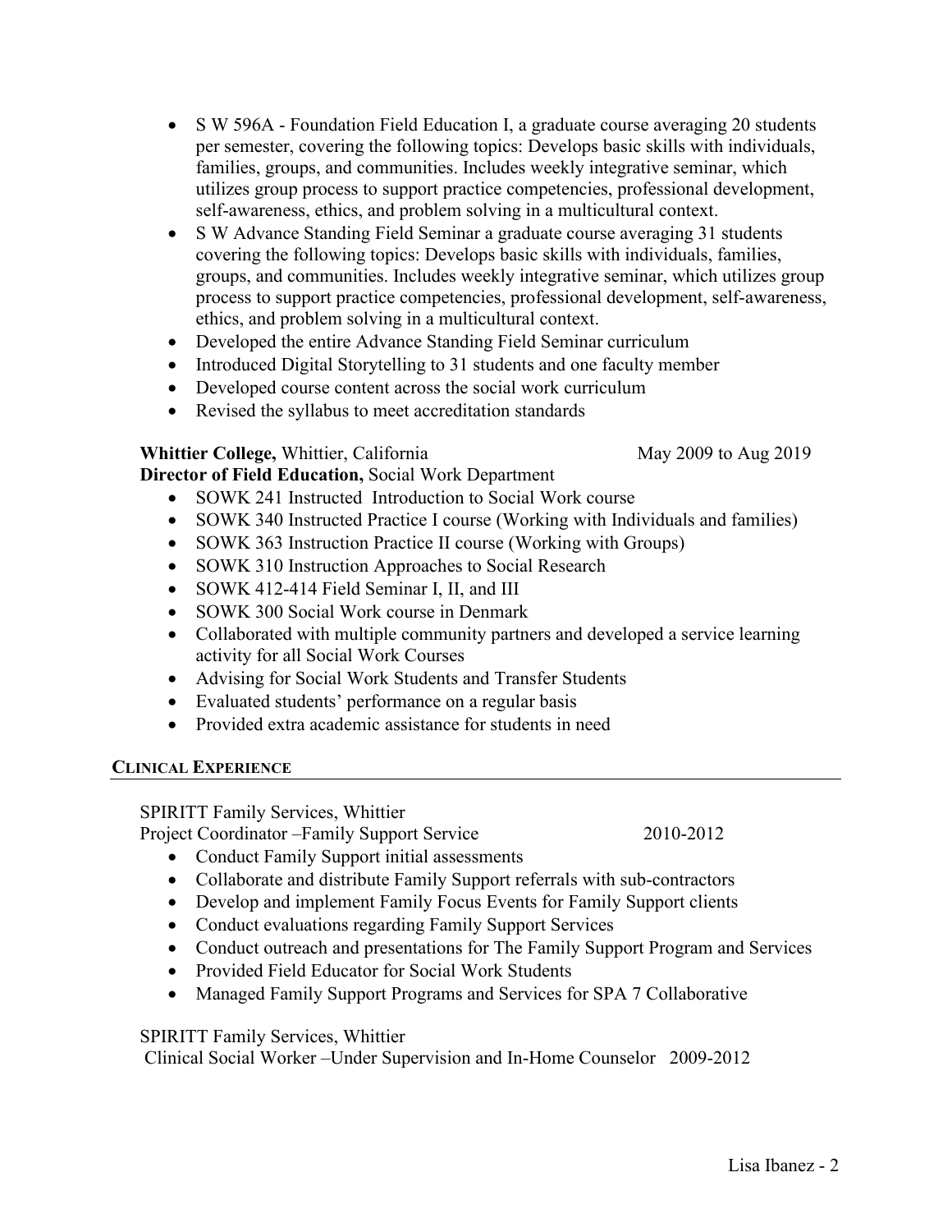- S W 596A - Foundation Field Education I, a graduate course averaging 20 students per semester, covering the following topics: Develops basic skills with individuals, families, groups, and communities. Includes weekly integrative seminar, which utilizes group process to support practice competencies, professional development, self-awareness, ethics, and problem solving in a multicultural context.
- S W Advance Standing Field Seminar a graduate course averaging 31 students covering the following topics: Develops basic skills with individuals, families, groups, and communities. Includes weekly integrative seminar, which utilizes group process to support practice competencies, professional development, self-awareness, ethics, and problem solving in a multicultural context.
- Developed the entire Advance Standing Field Seminar curriculum
- Introduced Digital Storytelling to 31 students and one faculty member
- Developed course content across the social work curriculum
- Revised the syllabus to meet accreditation standards

**Whittier College,** Whittier, California May 2009 to Aug 2019
**Director of Field Education,** Social Work Department

- SOWK 241 Instructed Introduction to Social Work course
- SOWK 340 Instructed Practice I course (Working with Individuals and families)
- SOWK 363 Instruction Practice II course (Working with Groups)
- SOWK 310 Instruction Approaches to Social Research
- SOWK 412-414 Field Seminar I, II, and III
- SOWK 300 Social Work course in Denmark
- Collaborated with multiple community partners and developed a service learning activity for all Social Work Courses
- Advising for Social Work Students and Transfer Students
- Evaluated students' performance on a regular basis
- Provided extra academic assistance for students in need

## CLINICAL EXPERIENCE

SPIRITT Family Services, Whittier
Project Coordinator –Family Support Service 2010-2012

- Conduct Family Support initial assessments
- Collaborate and distribute Family Support referrals with sub-contractors
- Develop and implement Family Focus Events for Family Support clients
- Conduct evaluations regarding Family Support Services
- Conduct outreach and presentations for The Family Support Program and Services
- Provided Field Educator for Social Work Students
- Managed Family Support Programs and Services for SPA 7 Collaborative

SPIRITT Family Services, Whittier
Clinical Social Worker –Under Supervision and In-Home Counselor 2009-2012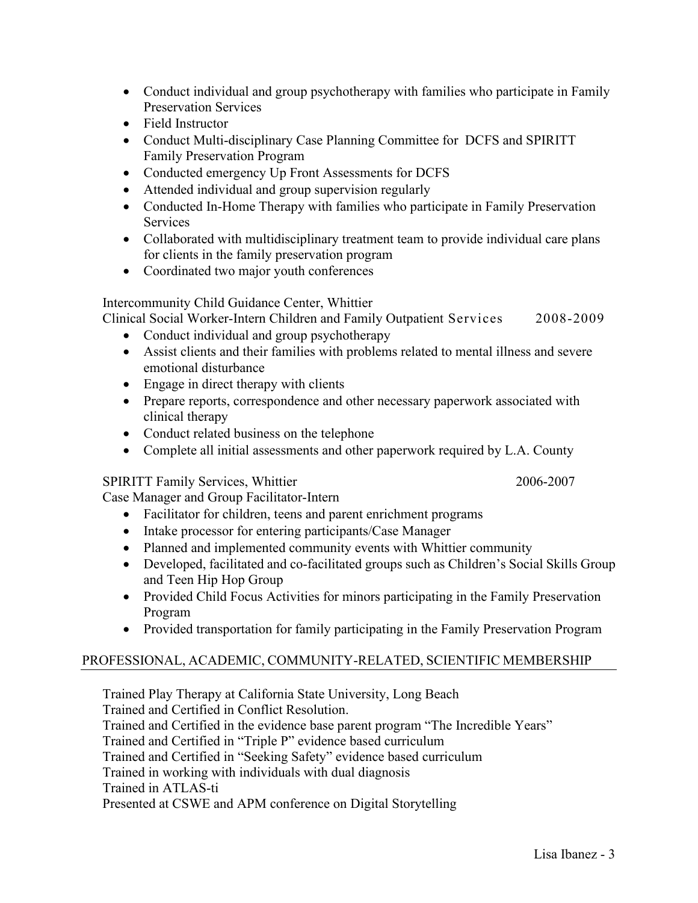- Conduct individual and group psychotherapy with families who participate in Family Preservation Services
- Field Instructor
- Conduct Multi-disciplinary Case Planning Committee for DCFS and SPIRITT Family Preservation Program
- Conducted emergency Up Front Assessments for DCFS
- Attended individual and group supervision regularly
- Conducted In-Home Therapy with families who participate in Family Preservation Services
- Collaborated with multidisciplinary treatment team to provide individual care plans for clients in the family preservation program
- Coordinated two major youth conferences

Intercommunity Child Guidance Center, Whittier
Clinical Social Worker-Intern Children and Family Outpatient Services 2008-2009

- Conduct individual and group psychotherapy
- Assist clients and their families with problems related to mental illness and severe emotional disturbance
- Engage in direct therapy with clients
- Prepare reports, correspondence and other necessary paperwork associated with clinical therapy
- Conduct related business on the telephone
- Complete all initial assessments and other paperwork required by L.A. County

SPIRITT Family Services, Whittier 2006-2007
Case Manager and Group Facilitator-Intern

- Facilitator for children, teens and parent enrichment programs
- Intake processor for entering participants/Case Manager
- Planned and implemented community events with Whittier community
- Developed, facilitated and co-facilitated groups such as Children's Social Skills Group and Teen Hip Hop Group
- Provided Child Focus Activities for minors participating in the Family Preservation Program
- Provided transportation for family participating in the Family Preservation Program

## PROFESSIONAL, ACADEMIC, COMMUNITY-RELATED, SCIENTIFIC MEMBERSHIP

Trained Play Therapy at California State University, Long Beach
Trained and Certified in Conflict Resolution.
Trained and Certified in the evidence base parent program "The Incredible Years"
Trained and Certified in "Triple P" evidence based curriculum
Trained and Certified in "Seeking Safety" evidence based curriculum
Trained in working with individuals with dual diagnosis
Trained in ATLAS-ti
Presented at CSWE and APM conference on Digital Storytelling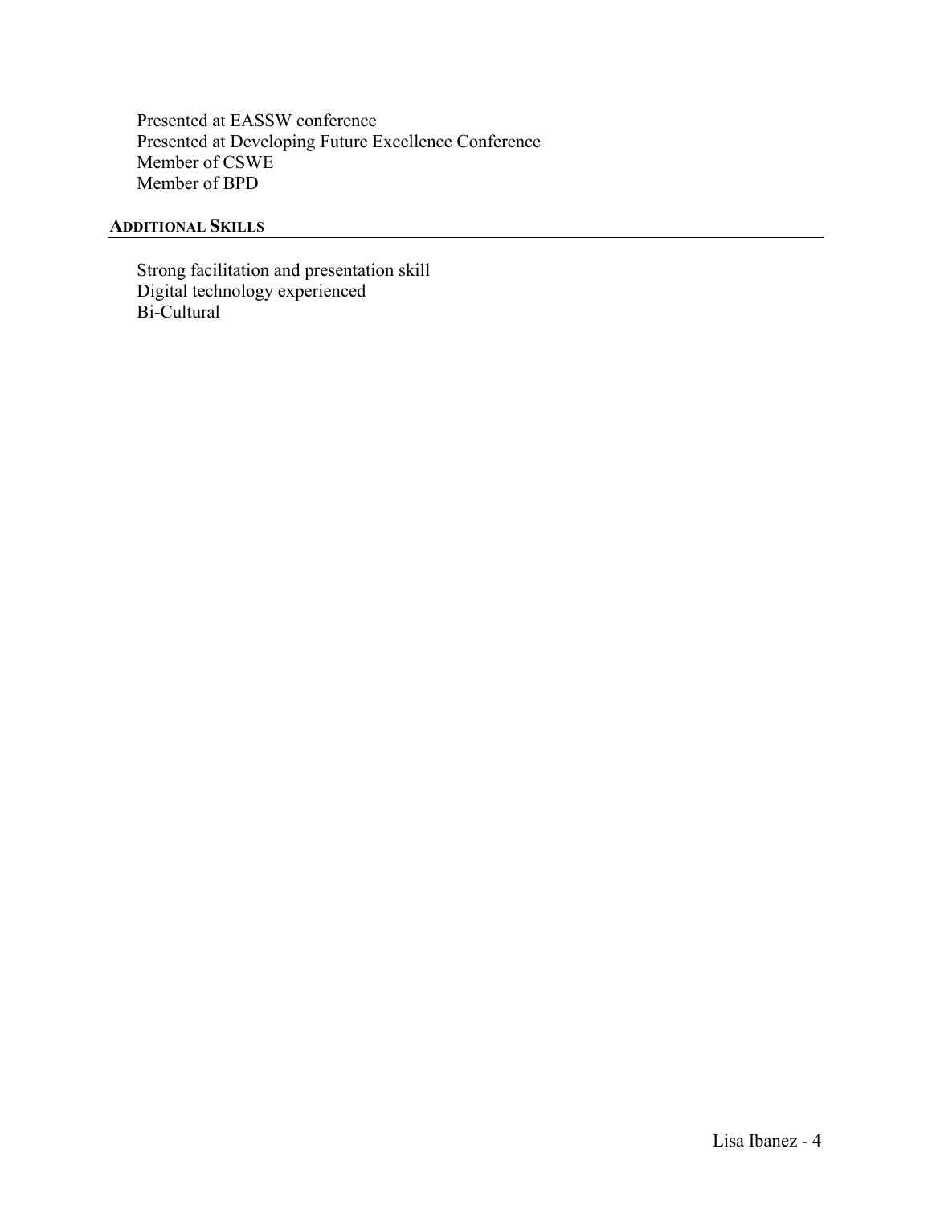Presented at EASSW conference
Presented at Developing Future Excellence Conference
Member of CSWE
Member of BPD

## ADDITIONAL SKILLS

Strong facilitation and presentation skill
Digital technology experienced
Bi-Cultural